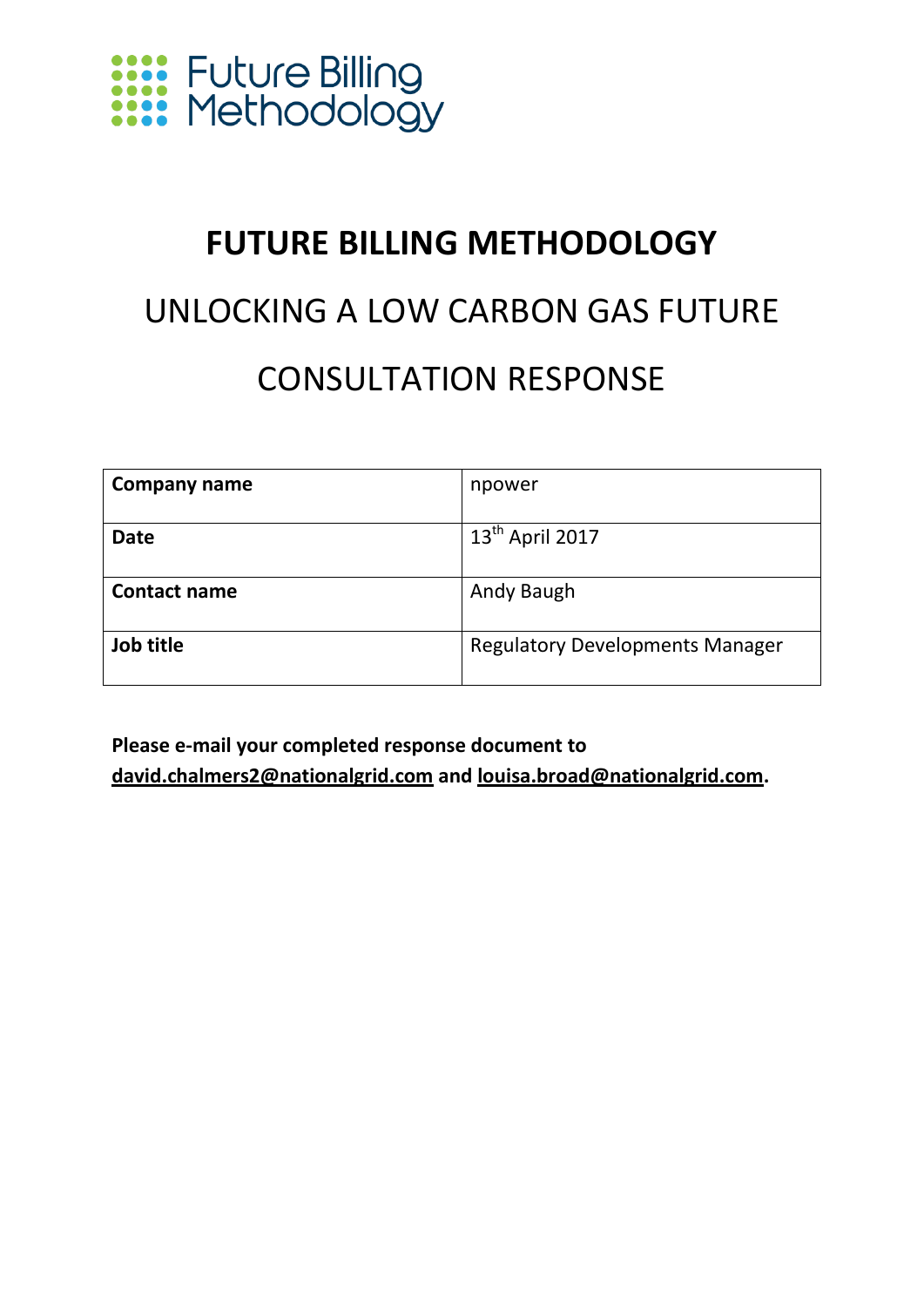Future Billing Methodology

# FUTURE BILLING METHODOLOGY

## UNLOCKING A LOW CARBON GAS FUTURE

## CONSULTATION RESPONSE

| **Company name** | npower |
|---|---|
| **Date** | 13th April 2017 |
| **Contact name** | Andy Baugh |
| **Job title** | Regulatory Developments Manager |

**Please e-mail your completed response document to david.chalmers2@nationalgrid.com and louisa.broad@nationalgrid.com.**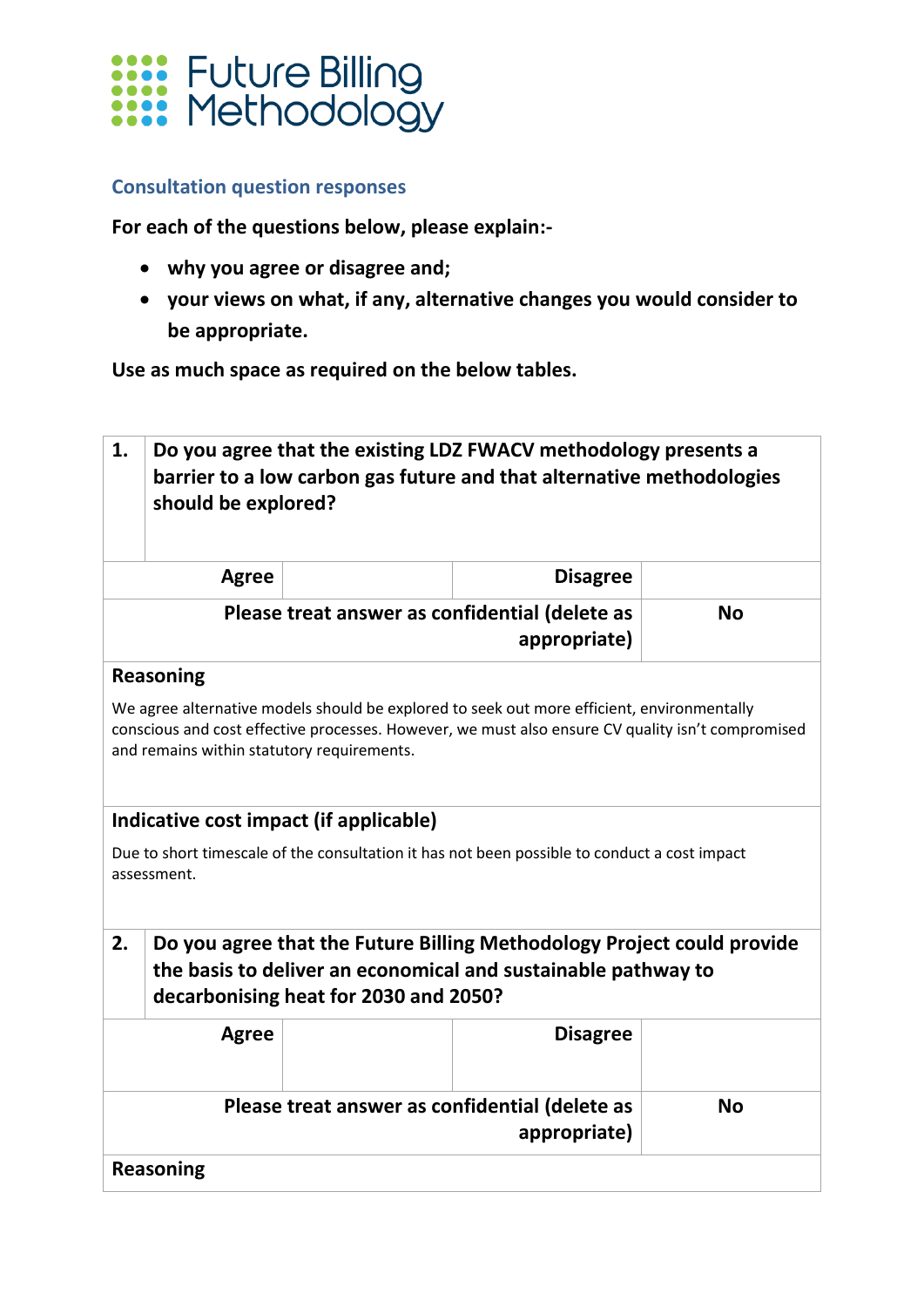Future Billing Methodology

## Consultation question responses

**For each of the questions below, please explain:-**

- **why you agree or disagree and;**
- **your views on what, if any, alternative changes you would consider to be appropriate.**

**Use as much space as required on the below tables.**

| **1.** | **Do you agree that the existing LDZ FWACV methodology presents a barrier to a low carbon gas future and that alternative methodologies should be explored?** | | |
|---|---|---|---|
| **Agree** | | **Disagree** | |
| **Please treat answer as confidential (delete as appropriate)** | | | **No** |

**Reasoning**

We agree alternative models should be explored to seek out more efficient, environmentally conscious and cost effective processes. However, we must also ensure CV quality isn't compromised and remains within statutory requirements.

**Indicative cost impact (if applicable)**

Due to short timescale of the consultation it has not been possible to conduct a cost impact assessment.

| **2.** | **Do you agree that the Future Billing Methodology Project could provide the basis to deliver an economical and sustainable pathway to decarbonising heat for 2030 and 2050?** | | |
|---|---|---|---|
| **Agree** | | **Disagree** | |
| **Please treat answer as confidential (delete as appropriate)** | | | **No** |

**Reasoning**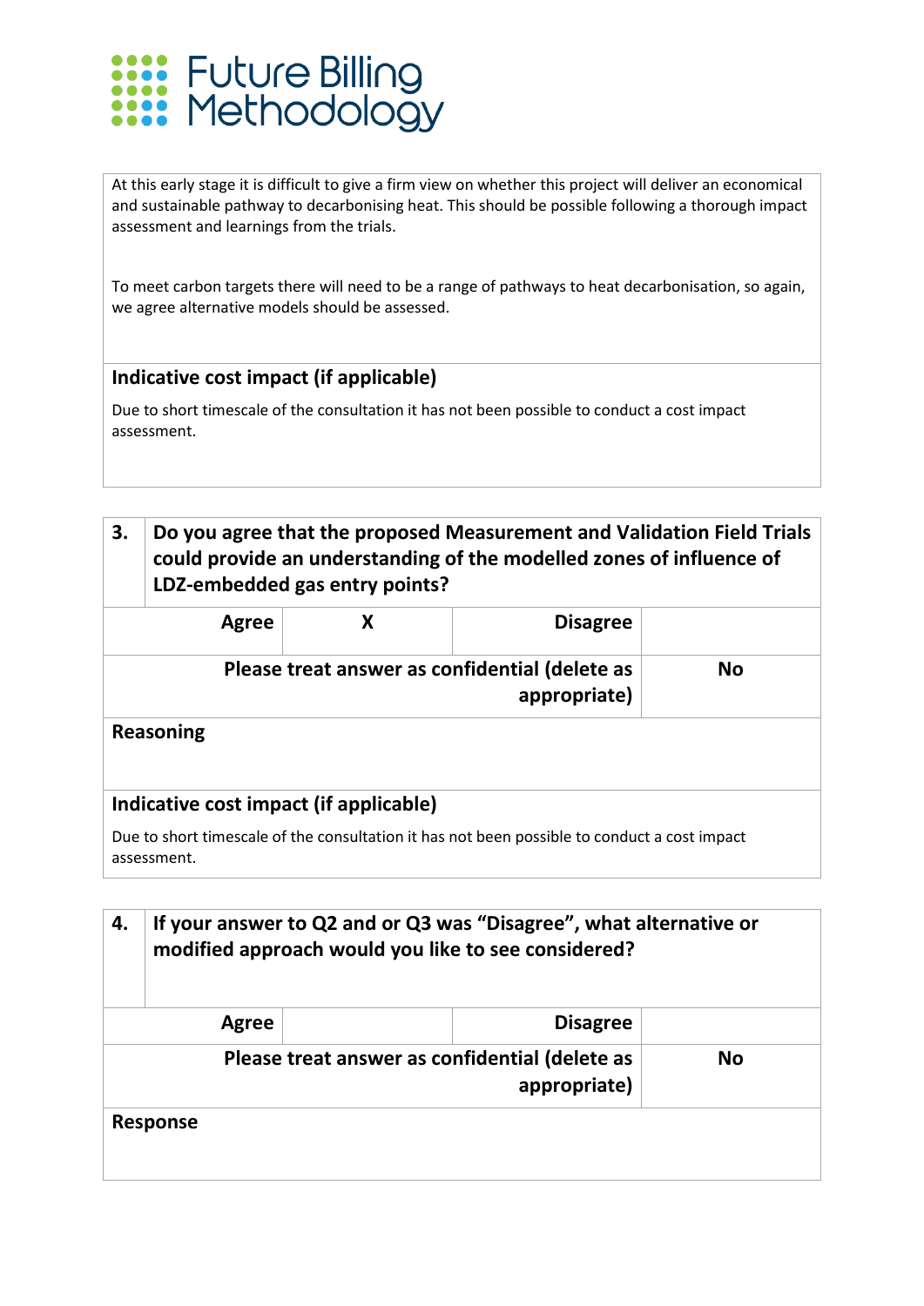At this early stage it is difficult to give a firm view on whether this project will deliver an economical and sustainable pathway to decarbonising heat. This should be possible following a thorough impact assessment and learnings from the trials.

To meet carbon targets there will need to be a range of pathways to heat decarbonisation, so again, we agree alternative models should be assessed.

**Indicative cost impact (if applicable)**

Due to short timescale of the consultation it has not been possible to conduct a cost impact assessment.

| **3.** | **Do you agree that the proposed Measurement and Validation Field Trials could provide an understanding of the modelled zones of influence of LDZ-embedded gas entry points?** | | |
|---|---|---|---|
| **Agree** | **X** | **Disagree** | |
| **Please treat answer as confidential (delete as appropriate)** | | | **No** |

**Reasoning**

**Indicative cost impact (if applicable)**

Due to short timescale of the consultation it has not been possible to conduct a cost impact assessment.

| **4.** | **If your answer to Q2 and or Q3 was "Disagree", what alternative or modified approach would you like to see considered?** | | |
|---|---|---|---|
| **Agree** | | **Disagree** | |
| **Please treat answer as confidential (delete as appropriate)** | | | **No** |

**Response**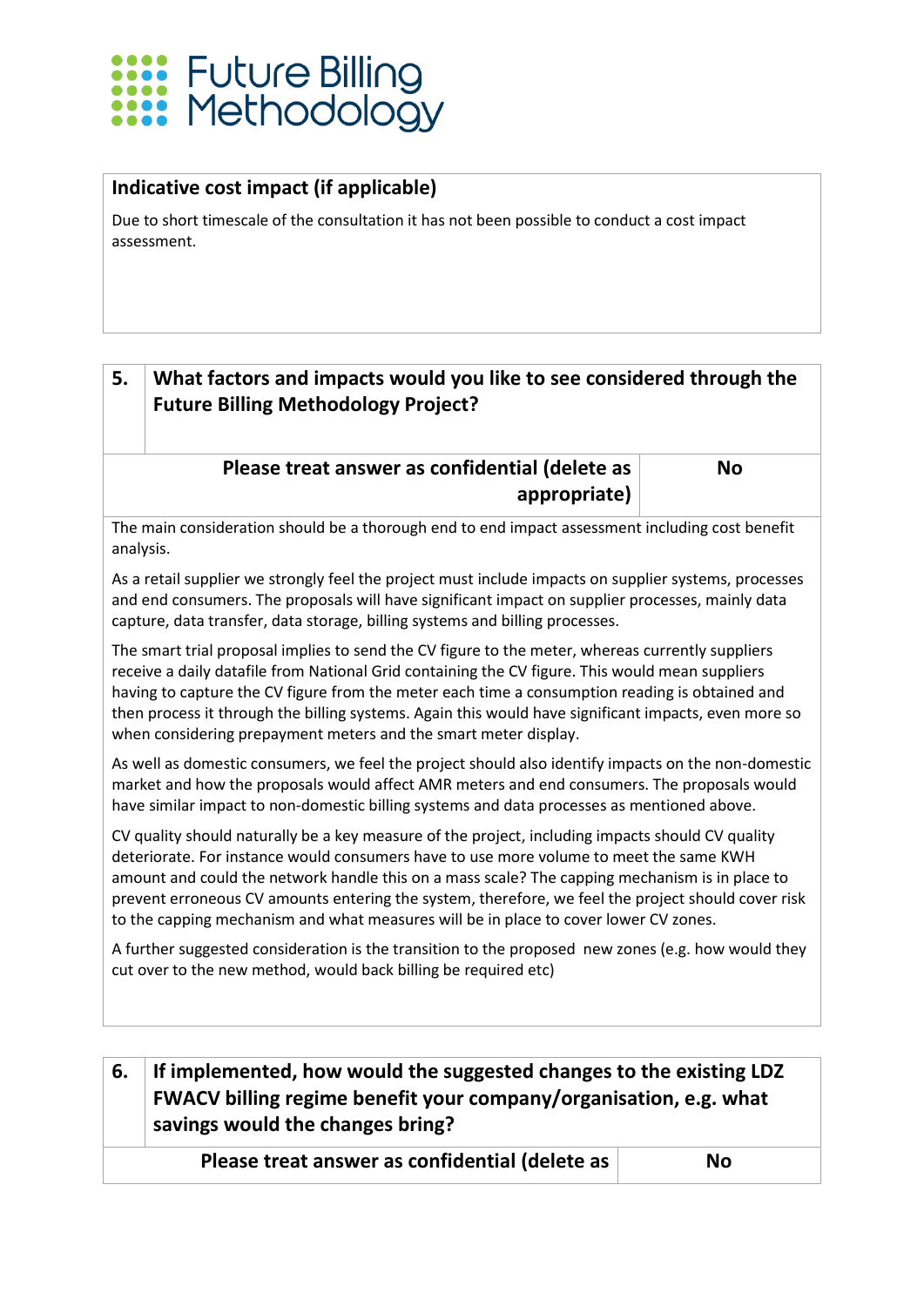| **Indicative cost impact (if applicable)** |
| --- |
| Due to short timescale of the consultation it has not been possible to conduct a cost impact assessment. |

| **5.** | **What factors and impacts would you like to see considered through the Future Billing Methodology Project?** |
| --- | --- |
| **Please treat answer as confidential (delete as appropriate)** | **No** |

The main consideration should be a thorough end to end impact assessment including cost benefit analysis.

As a retail supplier we strongly feel the project must include impacts on supplier systems, processes and end consumers. The proposals will have significant impact on supplier processes, mainly data capture, data transfer, data storage, billing systems and billing processes.

The smart trial proposal implies to send the CV figure to the meter, whereas currently suppliers receive a daily datafile from National Grid containing the CV figure. This would mean suppliers having to capture the CV figure from the meter each time a consumption reading is obtained and then process it through the billing systems. Again this would have significant impacts, even more so when considering prepayment meters and the smart meter display.

As well as domestic consumers, we feel the project should also identify impacts on the non-domestic market and how the proposals would affect AMR meters and end consumers. The proposals would have similar impact to non-domestic billing systems and data processes as mentioned above.

CV quality should naturally be a key measure of the project, including impacts should CV quality deteriorate. For instance would consumers have to use more volume to meet the same KWH amount and could the network handle this on a mass scale? The capping mechanism is in place to prevent erroneous CV amounts entering the system, therefore, we feel the project should cover risk to the capping mechanism and what measures will be in place to cover lower CV zones.

A further suggested consideration is the transition to the proposed new zones (e.g. how would they cut over to the new method, would back billing be required etc)

| **6.** | **If implemented, how would the suggested changes to the existing LDZ FWACV billing regime benefit your company/organisation, e.g. what savings would the changes bring?** |
| --- | --- |
| **Please treat answer as confidential (delete as** | **No** |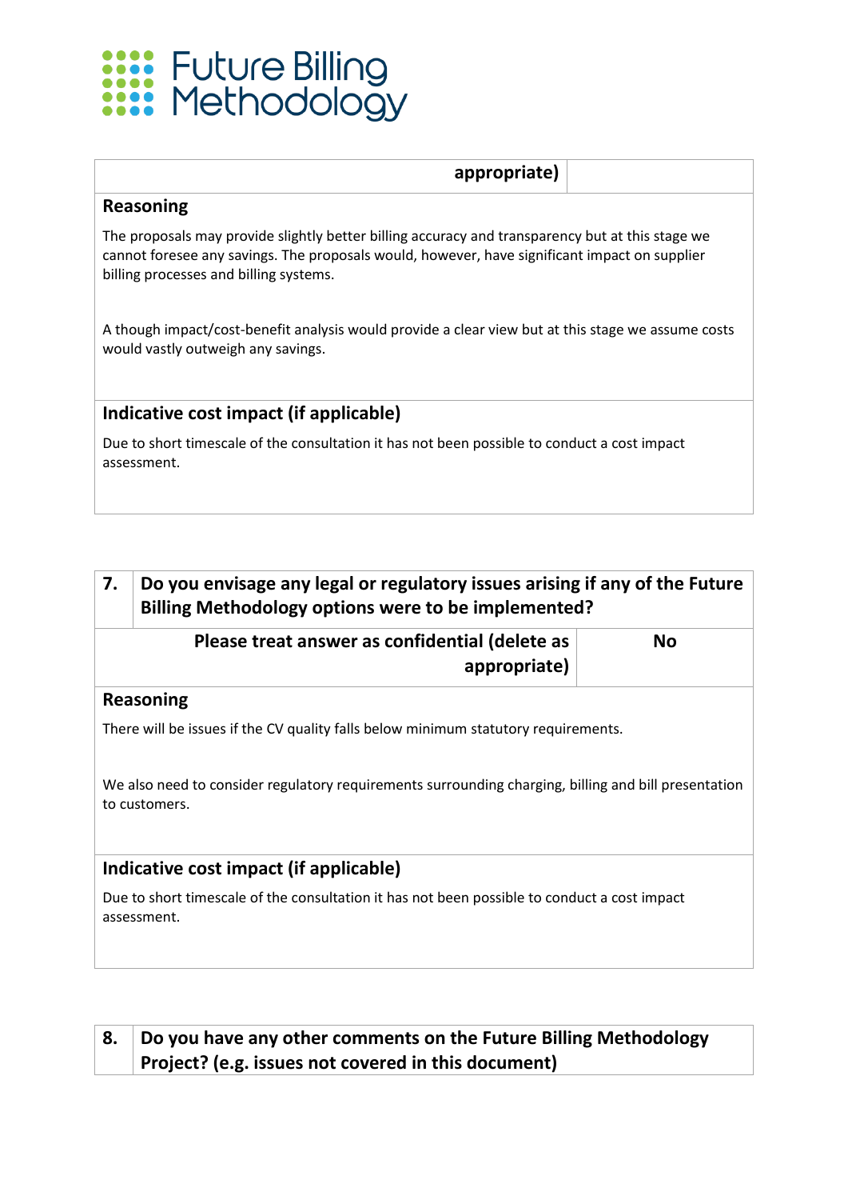| appropriate) | |
|---|---|

**Reasoning**

The proposals may provide slightly better billing accuracy and transparency but at this stage we cannot foresee any savings. The proposals would, however, have significant impact on supplier billing processes and billing systems.

A though impact/cost-benefit analysis would provide a clear view but at this stage we assume costs would vastly outweigh any savings.

**Indicative cost impact (if applicable)**

Due to short timescale of the consultation it has not been possible to conduct a cost impact assessment.

| 7. | Do you envisage any legal or regulatory issues arising if any of the Future Billing Methodology options were to be implemented? |
|---|---|

| Please treat answer as confidential (delete as appropriate) | No |
|---|---|

**Reasoning**

There will be issues if the CV quality falls below minimum statutory requirements.

We also need to consider regulatory requirements surrounding charging, billing and bill presentation to customers.

**Indicative cost impact (if applicable)**

Due to short timescale of the consultation it has not been possible to conduct a cost impact assessment.

| 8. | Do you have any other comments on the Future Billing Methodology Project? (e.g. issues not covered in this document) |
|---|---|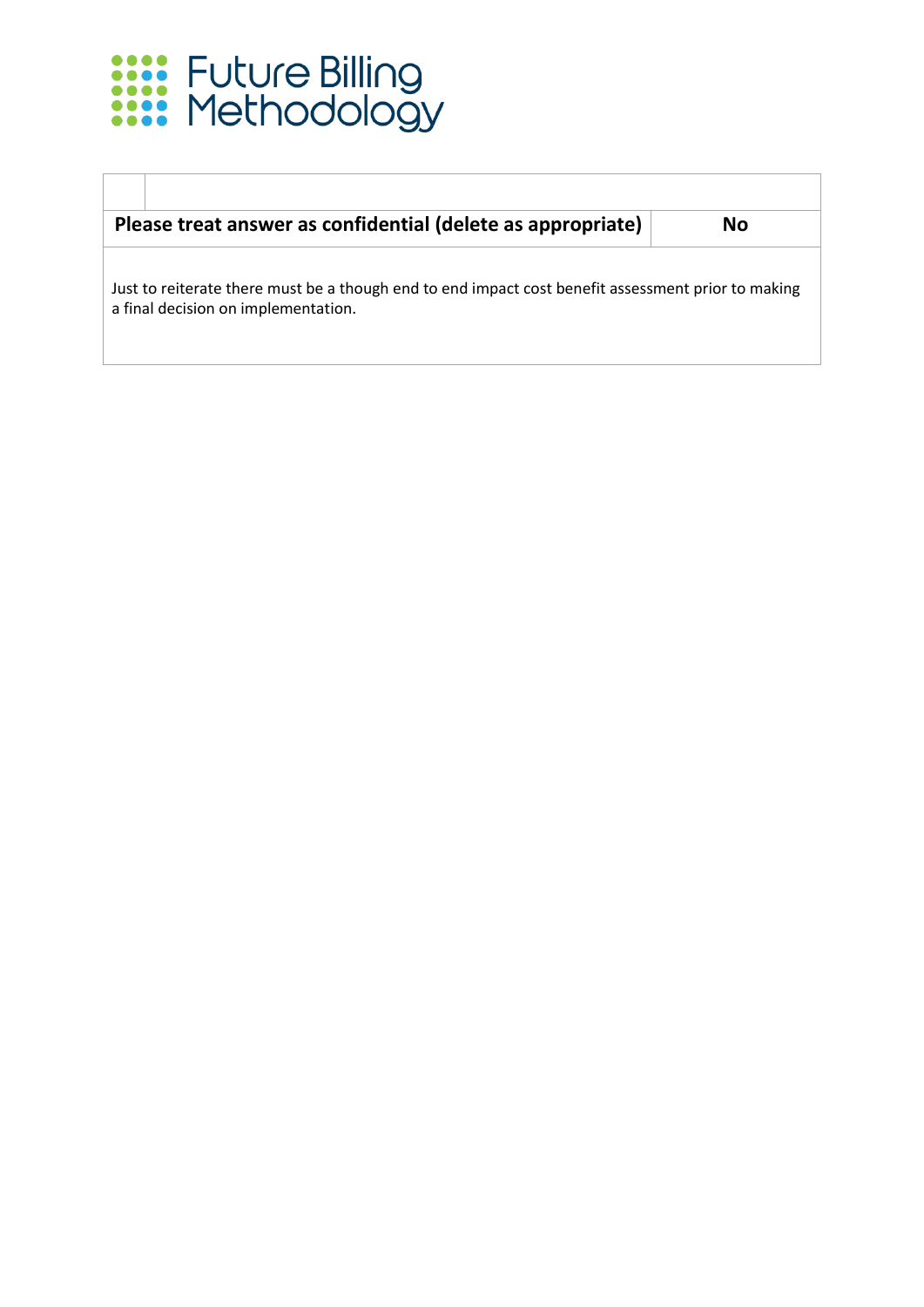Future Billing Methodology

| | |
|---|---|
| **Please treat answer as confidential (delete as appropriate)** | **No** |

Just to reiterate there must be a though end to end impact cost benefit assessment prior to making a final decision on implementation.